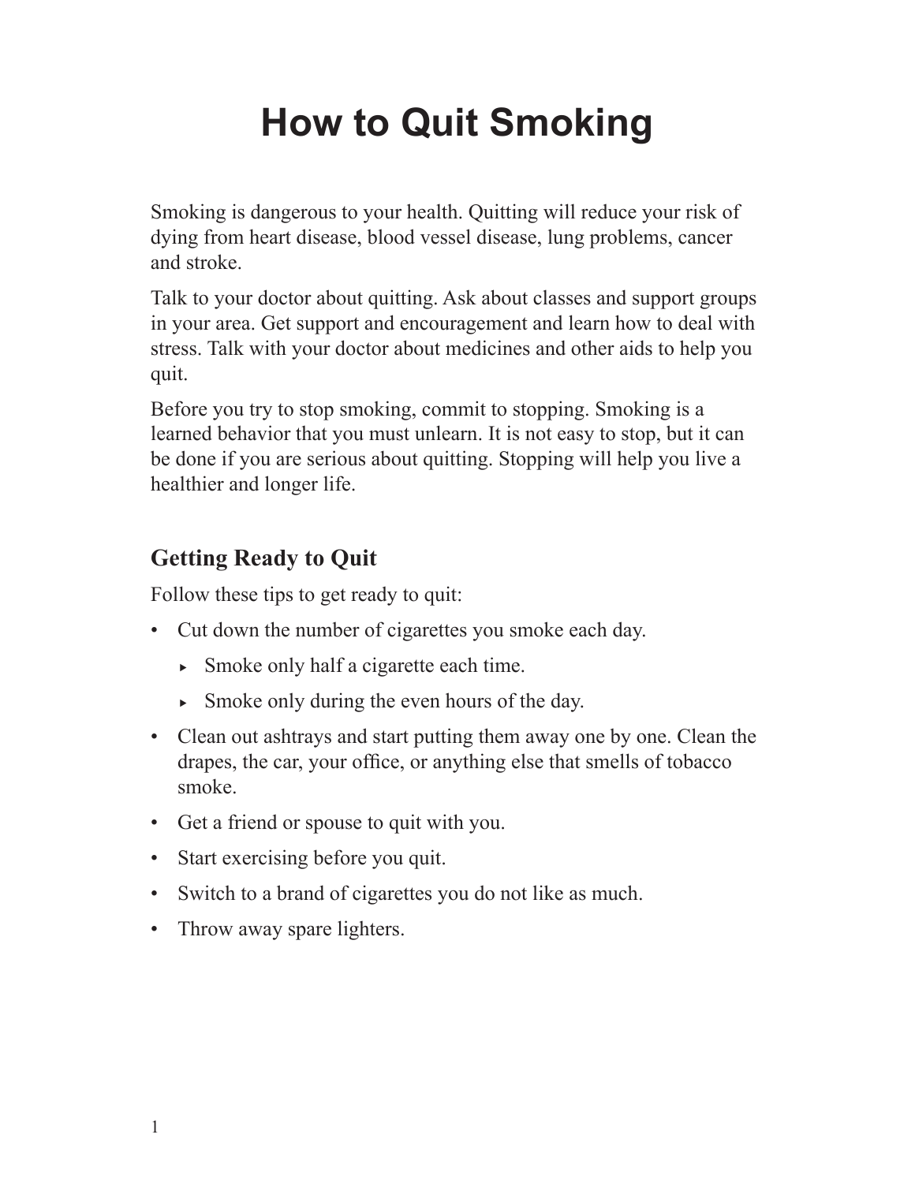# How to Quit Smoking

Smoking is dangerous to your health. Quitting will reduce your risk of dying from heart disease, blood vessel disease, lung problems, cancer and stroke.

Talk to your doctor about quitting. Ask about classes and support groups in your area. Get support and encouragement and learn how to deal with stress. Talk with your doctor about medicines and other aids to help you quit.

Before you try to stop smoking, commit to stopping. Smoking is a learned behavior that you must unlearn. It is not easy to stop, but it can be done if you are serious about quitting. Stopping will help you live a healthier and longer life.

## Getting Ready to Quit

Follow these tips to get ready to quit:

- Cut down the number of cigarettes you smoke each day.
  - Smoke only half a cigarette each time.
  - Smoke only during the even hours of the day.
- Clean out ashtrays and start putting them away one by one. Clean the drapes, the car, your office, or anything else that smells of tobacco smoke.
- Get a friend or spouse to quit with you.
- Start exercising before you quit.
- Switch to a brand of cigarettes you do not like as much.
- Throw away spare lighters.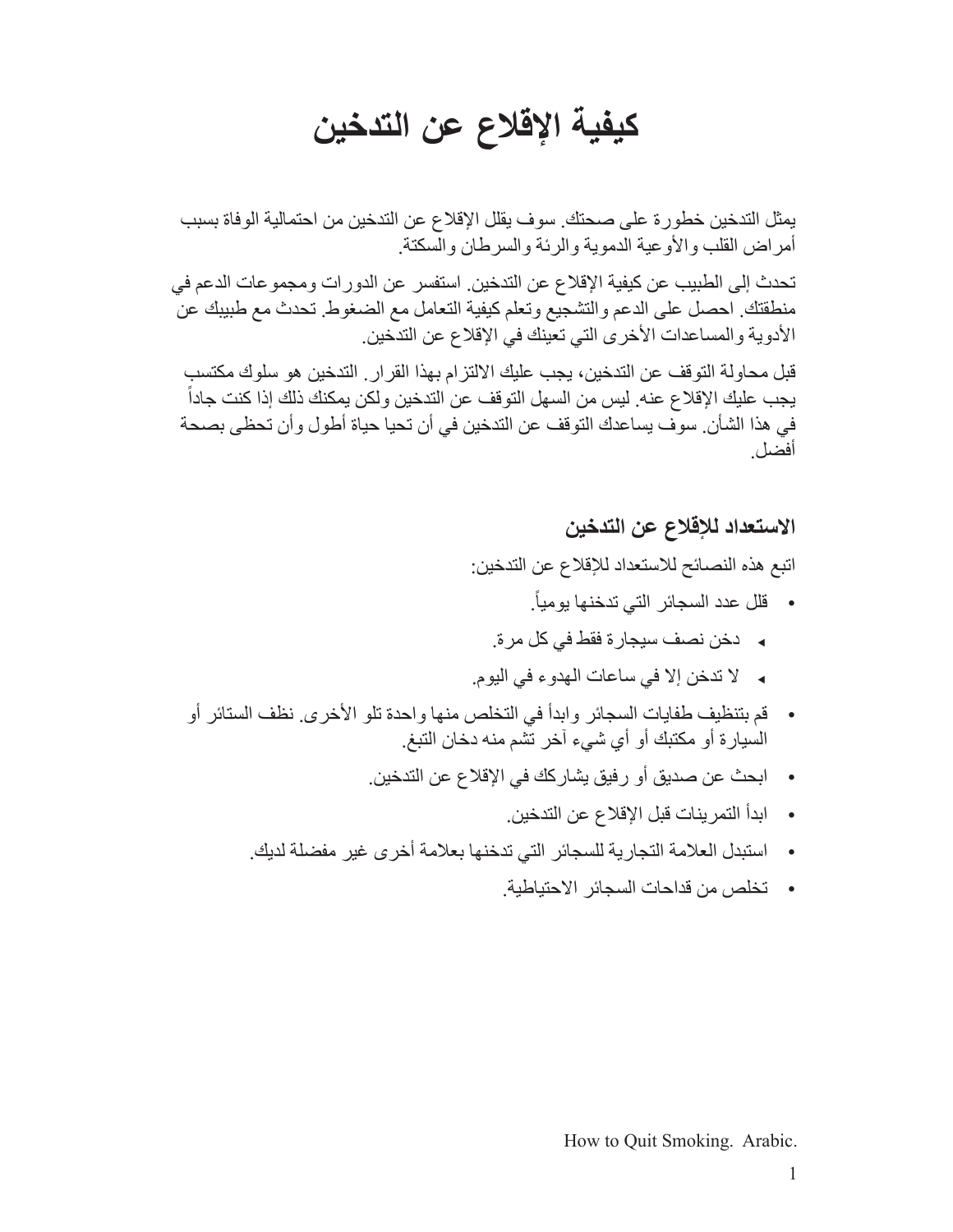# كيفية الإقلاع عن التدخين

يمثل التدخين خطورة على صحتك. سوف يقلل الإقلاع عن التدخين من احتمالية الوفاة بسبب أمراض القلب والأوعية الدموية والرئة والسرطان والسكتة.

تحدث إلى الطبيب عن كيفية الإقلاع عن التدخين. استفسر عن الدورات ومجموعات الدعم في منطقتك. احصل على الدعم والتشجيع وتعلم كيفية التعامل مع الضغوط. تحدث مع طبيبك عن الأدوية والمساعدات الأخرى التي تعينك في الإقلاع عن التدخين.

قبل محاولة التوقف عن التدخين، يجب عليك الالتزام بهذا القرار. التدخين هو سلوك مكتسب يجب عليك الإقلاع عنه. ليس من السهل التوقف عن التدخين ولكن يمكنك ذلك إذا كنت جاداً في هذا الشأن. سوف يساعدك التوقف عن التدخين في أن تحيا حياة أطول وأن تحظى بصحة أفضل.

## الاستعداد للإقلاع عن التدخين

اتبع هذه النصائح للاستعداد للإقلاع عن التدخين:

- قلل عدد السجائر التي تدخنها يومياً.
  - دخن نصف سيجارة فقط في كل مرة.
  - لا تدخن إلا في ساعات الهدوء في اليوم.
- قم بتنظيف طفايات السجائر وابدأ في التخلص منها واحدة تلو الأخرى. نظف الستائر أو السيارة أو مكتبك أو أي شيء آخر تشم منه دخان التبغ.
- ابحث عن صديق أو رفيق يشاركك في الإقلاع عن التدخين.
- ابدأ التمرينات قبل الإقلاع عن التدخين.
- استبدل العلامة التجارية للسجائر التي تدخنها بعلامة أخرى غير مفضلة لديك.
- تخلص من قداحات السجائر الاحتياطية.

How to Quit Smoking. Arabic.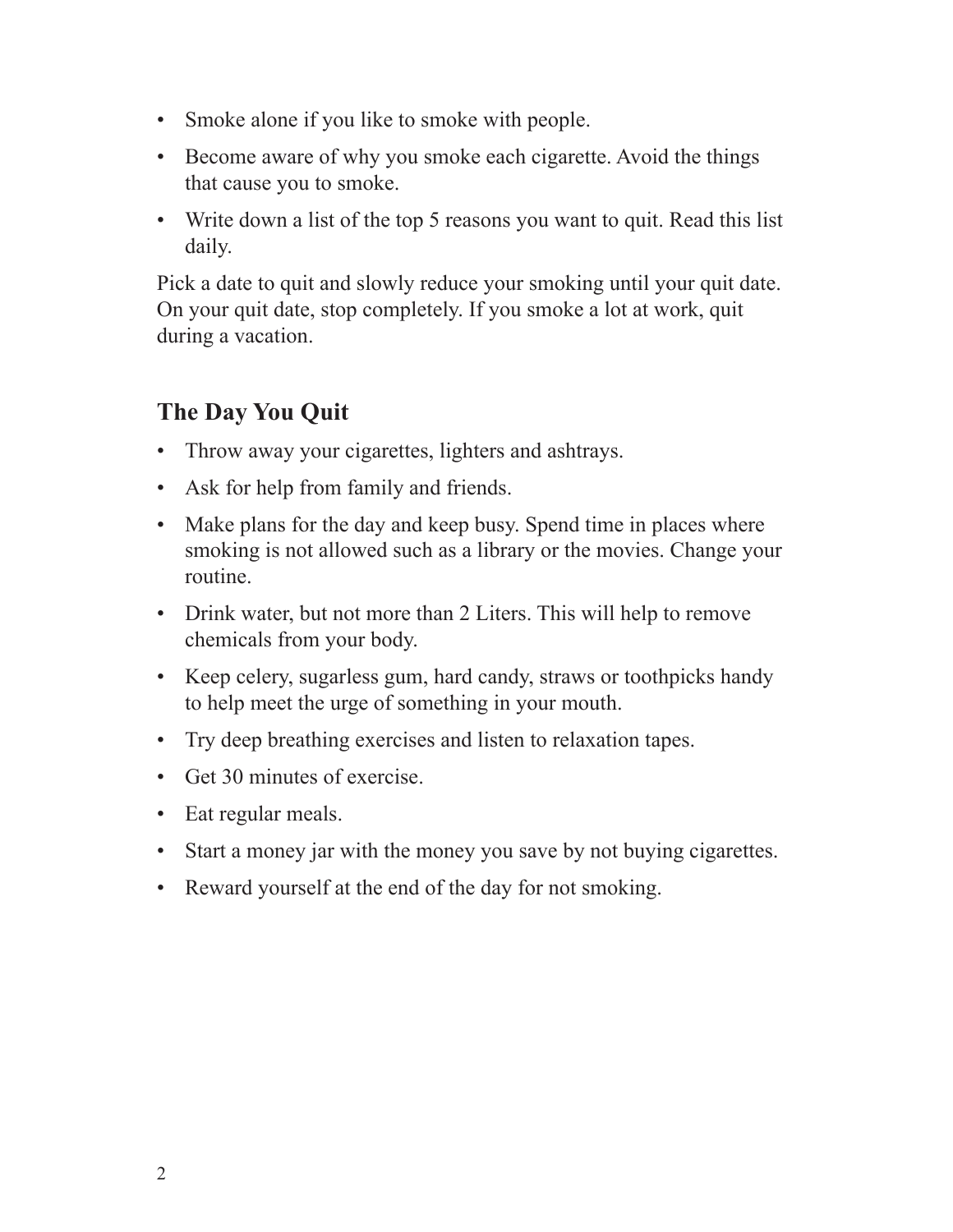- Smoke alone if you like to smoke with people.
- Become aware of why you smoke each cigarette. Avoid the things that cause you to smoke.
- Write down a list of the top 5 reasons you want to quit. Read this list daily.

Pick a date to quit and slowly reduce your smoking until your quit date. On your quit date, stop completely. If you smoke a lot at work, quit during a vacation.

## The Day You Quit

- Throw away your cigarettes, lighters and ashtrays.
- Ask for help from family and friends.
- Make plans for the day and keep busy. Spend time in places where smoking is not allowed such as a library or the movies. Change your routine.
- Drink water, but not more than 2 Liters. This will help to remove chemicals from your body.
- Keep celery, sugarless gum, hard candy, straws or toothpicks handy to help meet the urge of something in your mouth.
- Try deep breathing exercises and listen to relaxation tapes.
- Get 30 minutes of exercise.
- Eat regular meals.
- Start a money jar with the money you save by not buying cigarettes.
- Reward yourself at the end of the day for not smoking.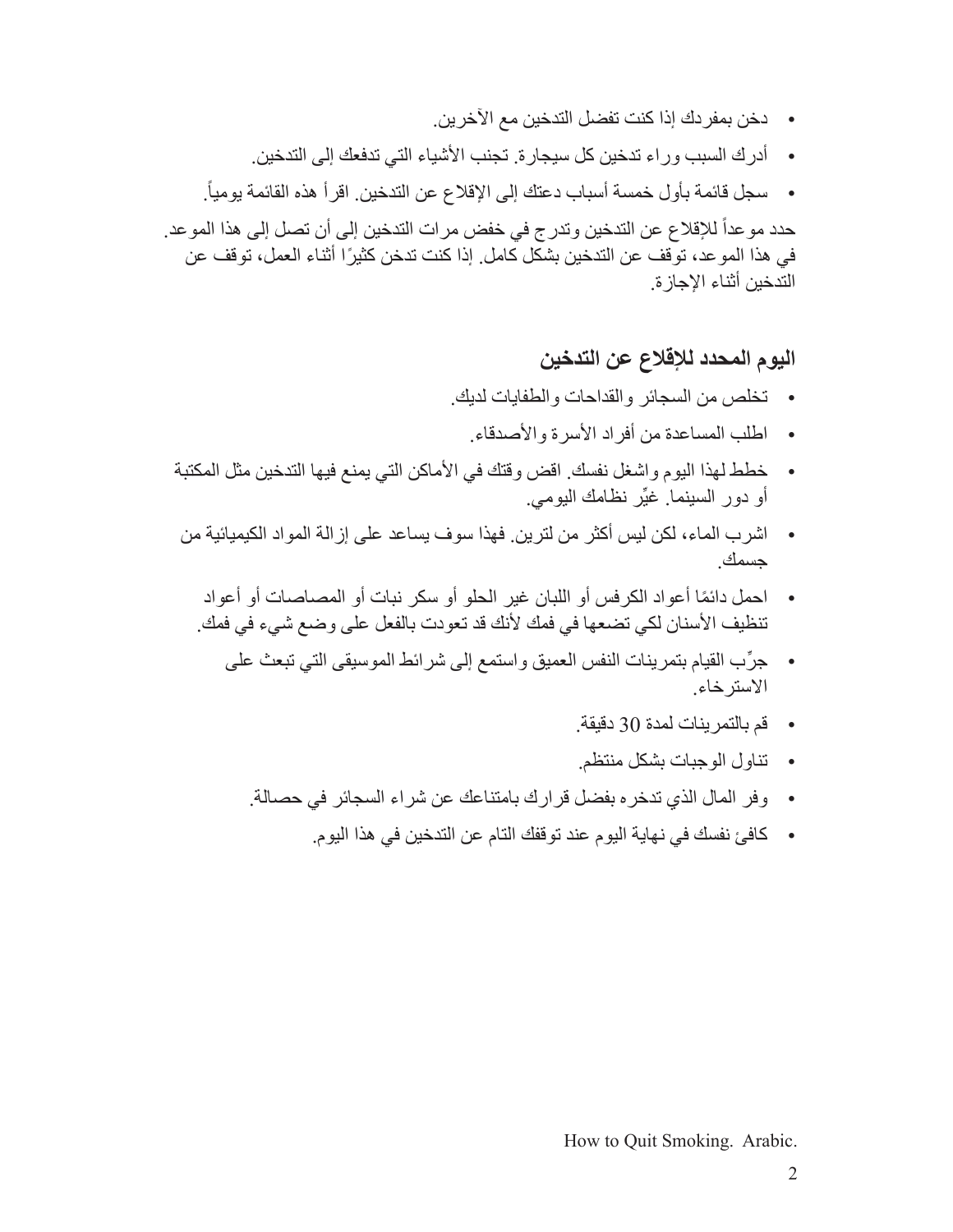- دخن بمفردك إذا كنت تفضل التدخين مع الآخرين.
- أدرك السبب وراء تدخين كل سيجارة. تجنب الأشياء التي تدفعك إلى التدخين.
- سجل قائمة بأول خمسة أسباب دعتك إلى الإقلاع عن التدخين. اقرأ هذه القائمة يومياً.

حدد موعداً للإقلاع عن التدخين وتدرج في خفض مرات التدخين إلى أن تصل إلى هذا الموعد. في هذا الموعد، توقف عن التدخين بشكل كامل. إذا كنت تدخن كثيرًا أثناء العمل، توقف عن التدخين أثناء الإجازة.

## اليوم المحدد للإقلاع عن التدخين

- تخلص من السجائر والقداحات والطفايات لديك.
- اطلب المساعدة من أفراد الأسرة والأصدقاء.
- خطط لهذا اليوم واشغل نفسك. اقض وقتك في الأماكن التي يمنع فيها التدخين مثل المكتبة أو دور السينما. غيِّر نظامك اليومي.
- اشرب الماء، لكن ليس أكثر من لترين. فهذا سوف يساعد على إزالة المواد الكيميائية من جسمك.
- احمل دائمًا أعواد الكرفس أو اللبان غير الحلو أو سكر نبات أو المصاصات أو أعواد تنظيف الأسنان لكي تضعها في فمك لأنك قد تعودت بالفعل على وضع شيء في فمك.
- جرِّب القيام بتمرينات النفس العميق واستمع إلى شرائط الموسيقى التي تبعث على الاسترخاء.
- قم بالتمرينات لمدة 30 دقيقة.
- تناول الوجبات بشكل منتظم.
- وفر المال الذي تدخره بفضل قرارك بامتناعك عن شراء السجائر في حصالة.
- كافئ نفسك في نهاية اليوم عند توقفك التام عن التدخين في هذا اليوم.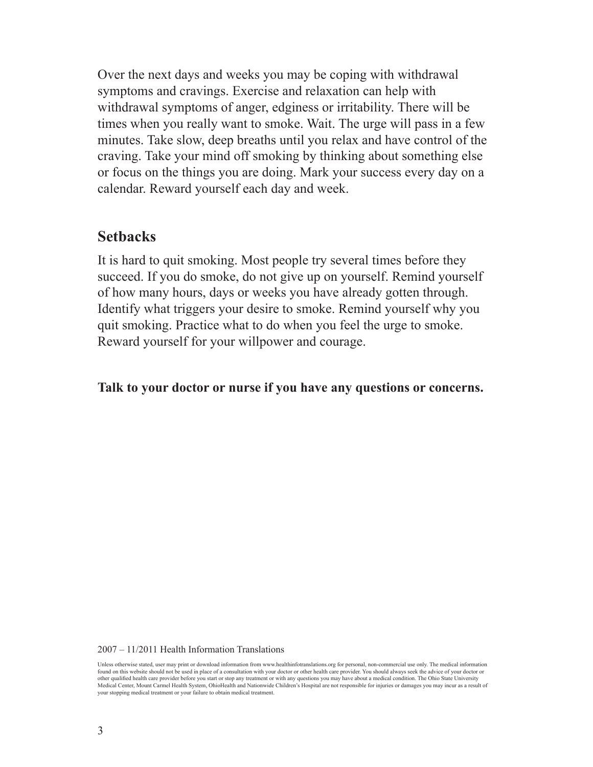Over the next days and weeks you may be coping with withdrawal symptoms and cravings. Exercise and relaxation can help with withdrawal symptoms of anger, edginess or irritability. There will be times when you really want to smoke. Wait. The urge will pass in a few minutes. Take slow, deep breaths until you relax and have control of the craving. Take your mind off smoking by thinking about something else or focus on the things you are doing. Mark your success every day on a calendar. Reward yourself each day and week.

## Setbacks

It is hard to quit smoking. Most people try several times before they succeed. If you do smoke, do not give up on yourself. Remind yourself of how many hours, days or weeks you have already gotten through. Identify what triggers your desire to smoke. Remind yourself why you quit smoking. Practice what to do when you feel the urge to smoke. Reward yourself for your willpower and courage.

**Talk to your doctor or nurse if you have any questions or concerns.**

2007 – 11/2011 Health Information Translations

Unless otherwise stated, user may print or download information from www.healthinfotranslations.org for personal, non-commercial use only. The medical information found on this website should not be used in place of a consultation with your doctor or other health care provider. You should always seek the advice of your doctor or other qualified health care provider before you start or stop any treatment or with any questions you may have about a medical condition. The Ohio State University Medical Center, Mount Carmel Health System, OhioHealth and Nationwide Children's Hospital are not responsible for injuries or damages you may incur as a result of your stopping medical treatment or your failure to obtain medical treatment.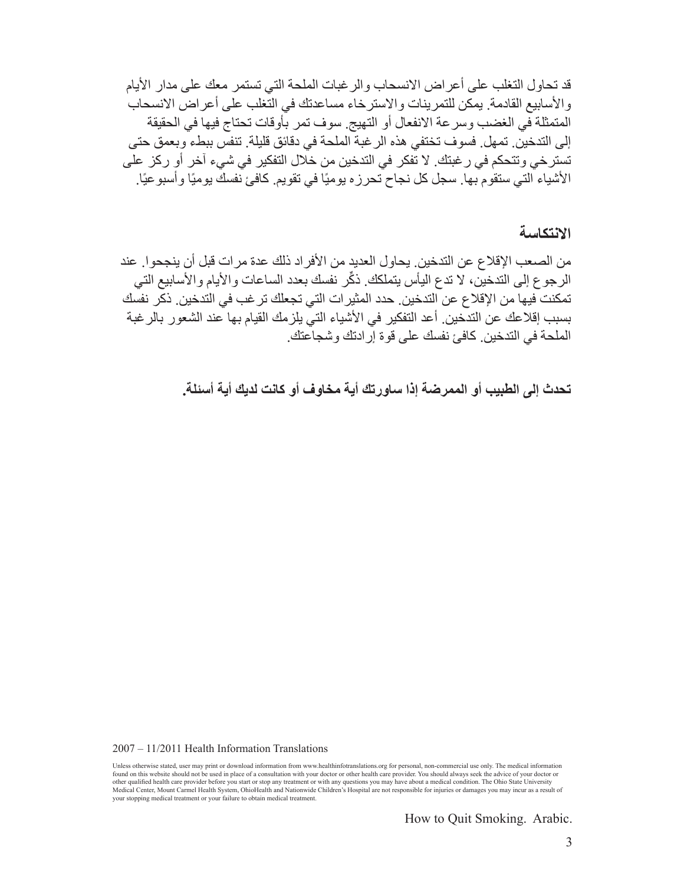قد تحاول التغلب على أعراض الانسحاب والرغبات الملحة التي تستمر معك على مدار الأيام والأسابيع القادمة. يمكن للتمرينات والاسترخاء مساعدتك في التغلب على أعراض الانسحاب المتمثلة في الغضب وسرعة الانفعال أو التهيج. سوف تمر بأوقات تحتاج فيها في الحقيقة إلى التدخين. تمهل. فسوف تختفي هذه الرغبة الملحة في دقائق قليلة. تنفس ببطء وبعمق حتى تسترخي وتتحكم في رغبتك. لا تفكر في التدخين من خلال التفكير في شيء آخر أو ركز على الأشياء التي ستقوم بها. سجل كل نجاح تحرزه يوميًا في تقويم. كافئ نفسك يوميًا وأسبوعيًا.

## الانتكاسة

من الصعب الإقلاع عن التدخين. يحاول العديد من الأفراد ذلك عدة مرات قبل أن ينجحوا. عند الرجوع إلى التدخين، لا تدع اليأس يتملكك. ذكّر نفسك بعدد الساعات والأيام والأسابيع التي تمكنت فيها من الإقلاع عن التدخين. حدد المثيرات التي تجعلك ترغب في التدخين. ذكر نفسك بسبب إقلاعك عن التدخين. أعد التفكير في الأشياء التي يلزمك القيام بها عند الشعور بالرغبة الملحة في التدخين. كافئ نفسك على قوة إرادتك وشجاعتك.

**تحدث إلى الطبيب أو الممرضة إذا ساورتك أية مخاوف أو كانت لديك أية أسئلة.**

2007 – 11/2011 Health Information Translations

Unless otherwise stated, user may print or download information from www.healthinfotranslations.org for personal, non-commercial use only. The medical information found on this website should not be used in place of a consultation with your doctor or other health care provider. You should always seek the advice of your doctor or other qualified health care provider before you start or stop any treatment or with any questions you may have about a medical condition. The Ohio State University Medical Center, Mount Carmel Health System, OhioHealth and Nationwide Children's Hospital are not responsible for injuries or damages you may incur as a result of your stopping medical treatment or your failure to obtain medical treatment.

How to Quit Smoking. Arabic.